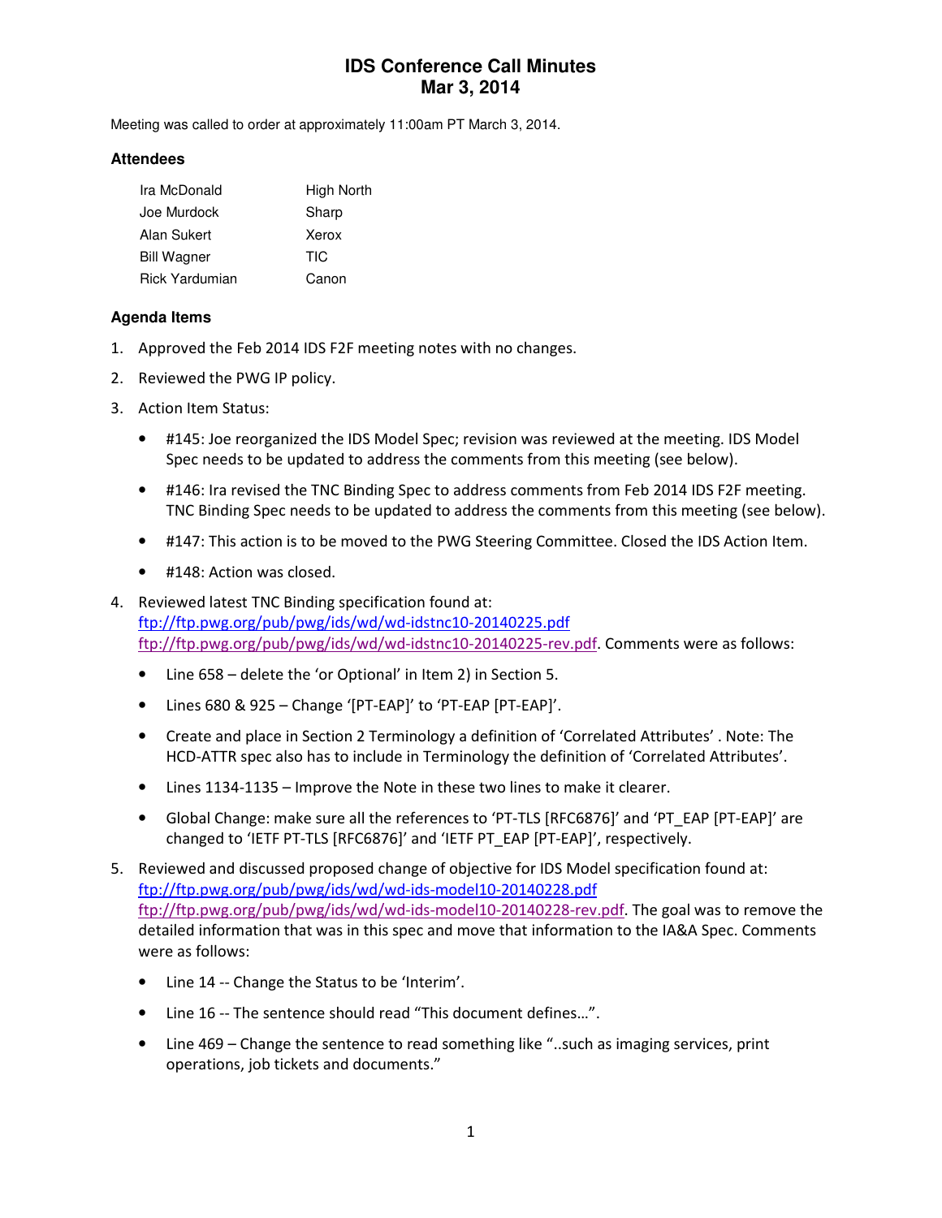# IDS Conference Call Minutes
# Mar 3, 2014

Meeting was called to order at approximately 11:00am PT March 3, 2014.

### Attendees

| | |
|---|---|
| Ira McDonald | High North |
| Joe Murdock | Sharp |
| Alan Sukert | Xerox |
| Bill Wagner | TIC |
| Rick Yardumian | Canon |

### Agenda Items

1. Approved the Feb 2014 IDS F2F meeting notes with no changes.
2. Reviewed the PWG IP policy.
3. Action Item Status:
   - #145: Joe reorganized the IDS Model Spec; revision was reviewed at the meeting. IDS Model Spec needs to be updated to address the comments from this meeting (see below).
   - #146: Ira revised the TNC Binding Spec to address comments from Feb 2014 IDS F2F meeting. TNC Binding Spec needs to be updated to address the comments from this meeting (see below).
   - #147: This action is to be moved to the PWG Steering Committee. Closed the IDS Action Item.
   - #148: Action was closed.
4. Reviewed latest TNC Binding specification found at: ftp://ftp.pwg.org/pub/pwg/ids/wd/wd-idstnc10-20140225.pdf ftp://ftp.pwg.org/pub/pwg/ids/wd/wd-idstnc10-20140225-rev.pdf. Comments were as follows:
   - Line 658 – delete the 'or Optional' in Item 2) in Section 5.
   - Lines 680 & 925 – Change '[PT-EAP]' to 'PT-EAP [PT-EAP]'.
   - Create and place in Section 2 Terminology a definition of 'Correlated Attributes' . Note: The HCD-ATTR spec also has to include in Terminology the definition of 'Correlated Attributes'.
   - Lines 1134-1135 – Improve the Note in these two lines to make it clearer.
   - Global Change: make sure all the references to 'PT-TLS [RFC6876]' and 'PT_EAP [PT-EAP]' are changed to 'IETF PT-TLS [RFC6876]' and 'IETF PT_EAP [PT-EAP]', respectively.
5. Reviewed and discussed proposed change of objective for IDS Model specification found at: ftp://ftp.pwg.org/pub/pwg/ids/wd/wd-ids-model10-20140228.pdf ftp://ftp.pwg.org/pub/pwg/ids/wd/wd-ids-model10-20140228-rev.pdf. The goal was to remove the detailed information that was in this spec and move that information to the IA&A Spec. Comments were as follows:
   - Line 14 -- Change the Status to be 'Interim'.
   - Line 16 -- The sentence should read "This document defines…".
   - Line 469 – Change the sentence to read something like "..such as imaging services, print operations, job tickets and documents."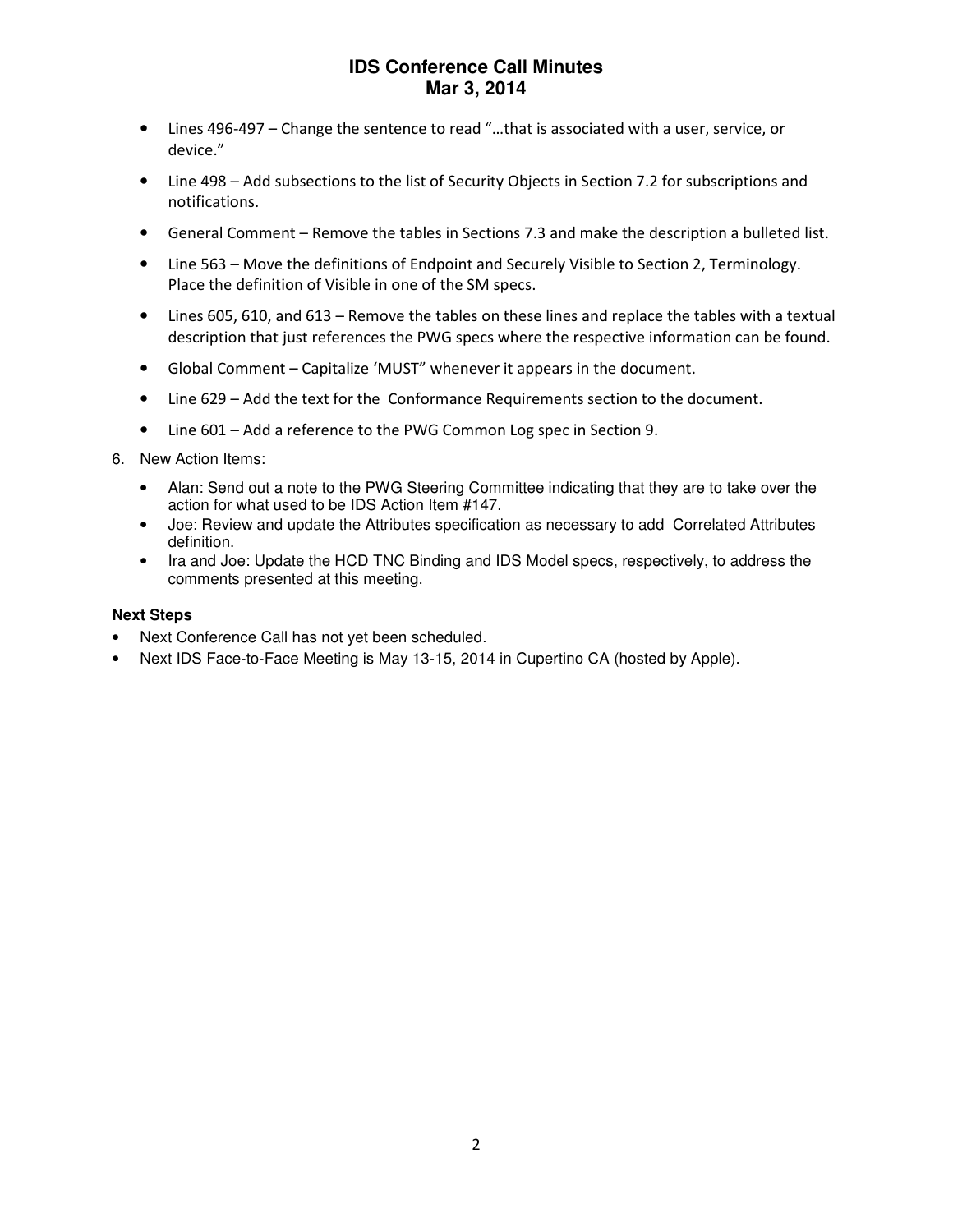- Lines 496-497 – Change the sentence to read "…that is associated with a user, service, or device."
- Line 498 – Add subsections to the list of Security Objects in Section 7.2 for subscriptions and notifications.
- General Comment – Remove the tables in Sections 7.3 and make the description a bulleted list.
- Line 563 – Move the definitions of Endpoint and Securely Visible to Section 2, Terminology. Place the definition of Visible in one of the SM specs.
- Lines 605, 610, and 613 – Remove the tables on these lines and replace the tables with a textual description that just references the PWG specs where the respective information can be found.
- Global Comment – Capitalize 'MUST" whenever it appears in the document.
- Line 629 – Add the text for the Conformance Requirements section to the document.
- Line 601 – Add a reference to the PWG Common Log spec in Section 9.

6. New Action Items:
   - Alan: Send out a note to the PWG Steering Committee indicating that they are to take over the action for what used to be IDS Action Item #147.
   - Joe: Review and update the Attributes specification as necessary to add Correlated Attributes definition.
   - Ira and Joe: Update the HCD TNC Binding and IDS Model specs, respectively, to address the comments presented at this meeting.

**Next Steps**

- Next Conference Call has not yet been scheduled.
- Next IDS Face-to-Face Meeting is May 13-15, 2014 in Cupertino CA (hosted by Apple).